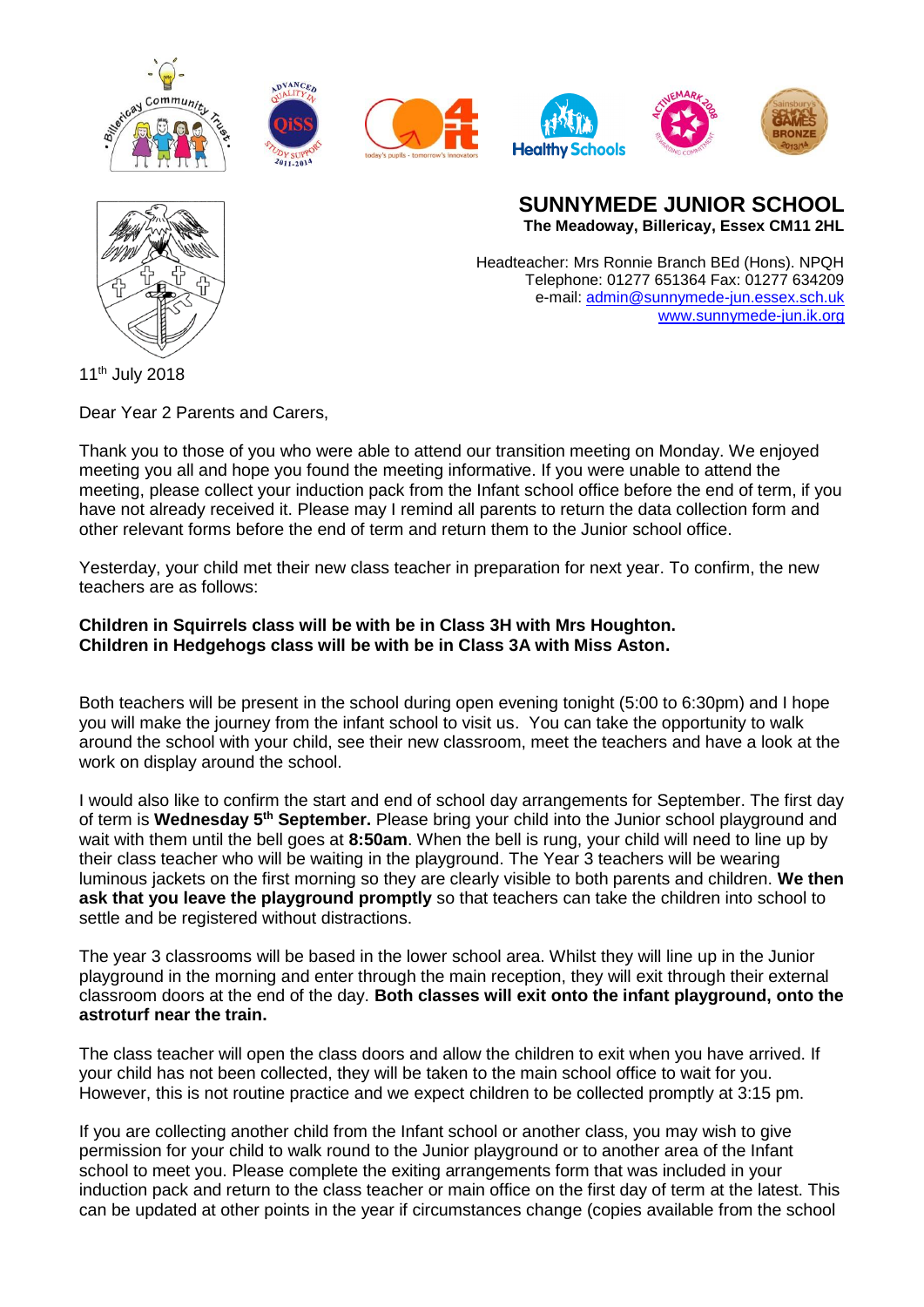## SUNNYMEDE JUNIOR SCHOOL

**The Meadoway, Billericay, Essex CM11 2HL**

Headteacher: Mrs Ronnie Branch BEd (Hons). NPQH
Telephone: 01277 651364 Fax: 01277 634209
e-mail: admin@sunnymede-jun.essex.sch.uk
www.sunnymede-jun.ik.org

11th July 2018

Dear Year 2 Parents and Carers,

Thank you to those of you who were able to attend our transition meeting on Monday. We enjoyed meeting you all and hope you found the meeting informative. If you were unable to attend the meeting, please collect your induction pack from the Infant school office before the end of term, if you have not already received it. Please may I remind all parents to return the data collection form and other relevant forms before the end of term and return them to the Junior school office.

Yesterday, your child met their new class teacher in preparation for next year. To confirm, the new teachers are as follows:

**Children in Squirrels class will be with be in Class 3H with Mrs Houghton.**
**Children in Hedgehogs class will be with be in Class 3A with Miss Aston.**

Both teachers will be present in the school during open evening tonight (5:00 to 6:30pm) and I hope you will make the journey from the infant school to visit us. You can take the opportunity to walk around the school with your child, see their new classroom, meet the teachers and have a look at the work on display around the school.

I would also like to confirm the start and end of school day arrangements for September. The first day of term is **Wednesday 5th September.** Please bring your child into the Junior school playground and wait with them until the bell goes at **8:50am**. When the bell is rung, your child will need to line up by their class teacher who will be waiting in the playground. The Year 3 teachers will be wearing luminous jackets on the first morning so they are clearly visible to both parents and children. **We then ask that you leave the playground promptly** so that teachers can take the children into school to settle and be registered without distractions.

The year 3 classrooms will be based in the lower school area. Whilst they will line up in the Junior playground in the morning and enter through the main reception, they will exit through their external classroom doors at the end of the day. **Both classes will exit onto the infant playground, onto the astroturf near the train.**

The class teacher will open the class doors and allow the children to exit when you have arrived. If your child has not been collected, they will be taken to the main school office to wait for you. However, this is not routine practice and we expect children to be collected promptly at 3:15 pm.

If you are collecting another child from the Infant school or another class, you may wish to give permission for your child to walk round to the Junior playground or to another area of the Infant school to meet you. Please complete the exiting arrangements form that was included in your induction pack and return to the class teacher or main office on the first day of term at the latest. This can be updated at other points in the year if circumstances change (copies available from the school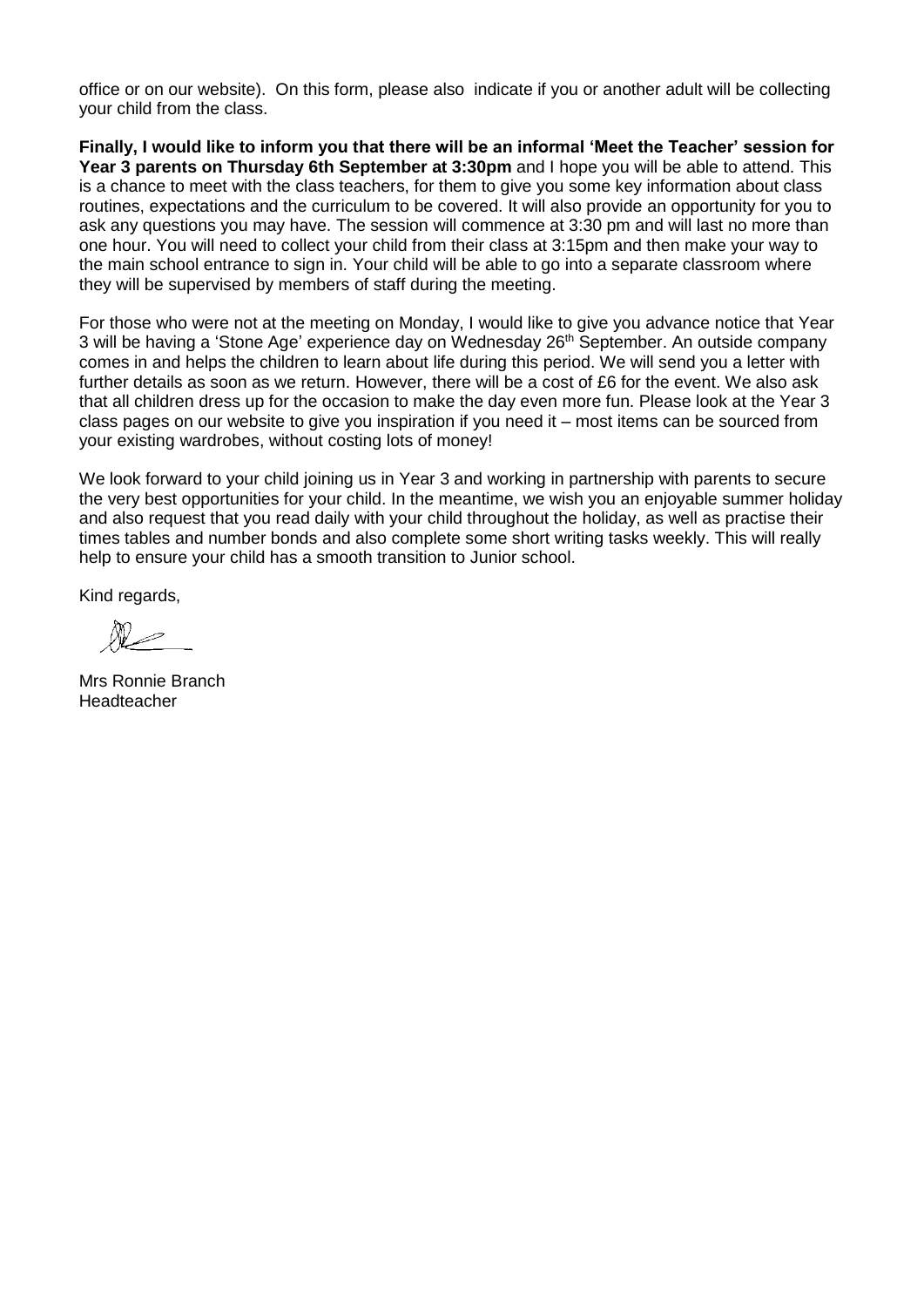office or on our website). On this form, please also indicate if you or another adult will be collecting your child from the class.

**Finally, I would like to inform you that there will be an informal 'Meet the Teacher' session for Year 3 parents on Thursday 6th September at 3:30pm** and I hope you will be able to attend. This is a chance to meet with the class teachers, for them to give you some key information about class routines, expectations and the curriculum to be covered. It will also provide an opportunity for you to ask any questions you may have. The session will commence at 3:30 pm and will last no more than one hour. You will need to collect your child from their class at 3:15pm and then make your way to the main school entrance to sign in. Your child will be able to go into a separate classroom where they will be supervised by members of staff during the meeting.

For those who were not at the meeting on Monday, I would like to give you advance notice that Year 3 will be having a 'Stone Age' experience day on Wednesday 26th September. An outside company comes in and helps the children to learn about life during this period. We will send you a letter with further details as soon as we return. However, there will be a cost of £6 for the event. We also ask that all children dress up for the occasion to make the day even more fun. Please look at the Year 3 class pages on our website to give you inspiration if you need it – most items can be sourced from your existing wardrobes, without costing lots of money!

We look forward to your child joining us in Year 3 and working in partnership with parents to secure the very best opportunities for your child. In the meantime, we wish you an enjoyable summer holiday and also request that you read daily with your child throughout the holiday, as well as practise their times tables and number bonds and also complete some short writing tasks weekly. This will really help to ensure your child has a smooth transition to Junior school.

Kind regards,

Mrs Ronnie Branch
Headteacher